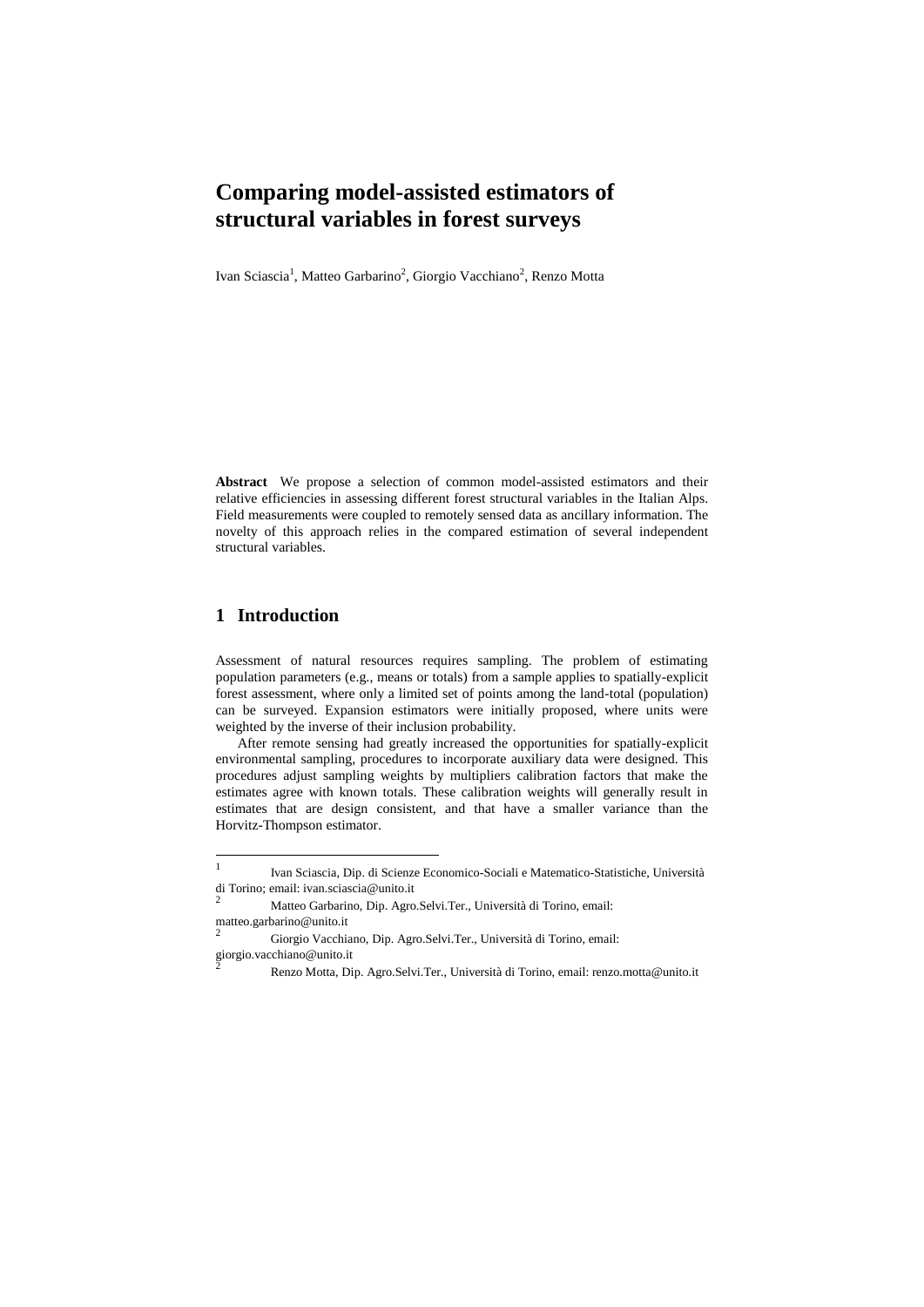# Comparing model-assisted estimators of structural variables in forest surveys

Ivan Sciascia[1], Matteo Garbarino[2], Giorgio Vacchiano[2], Renzo Motta

**Abstract** We propose a selection of common model-assisted estimators and their relative efficiencies in assessing different forest structural variables in the Italian Alps. Field measurements were coupled to remotely sensed data as ancillary information. The novelty of this approach relies in the compared estimation of several independent structural variables.

## 1 Introduction

Assessment of natural resources requires sampling. The problem of estimating population parameters (e.g., means or totals) from a sample applies to spatially-explicit forest assessment, where only a limited set of points among the land-total (population) can be surveyed. Expansion estimators were initially proposed, where units were weighted by the inverse of their inclusion probability.

After remote sensing had greatly increased the opportunities for spatially-explicit environmental sampling, procedures to incorporate auxiliary data were designed. This procedures adjust sampling weights by multipliers calibration factors that make the estimates agree with known totals. These calibration weights will generally result in estimates that are design consistent, and that have a smaller variance than the Horvitz-Thompson estimator.

---

[1] Ivan Sciascia, Dip. di Scienze Economico-Sociali e Matematico-Statistiche, Università di Torino; email: ivan.sciascia@unito.it

[2] Matteo Garbarino, Dip. Agro.Selvi.Ter., Università di Torino, email: matteo.garbarino@unito.it

[2] Giorgio Vacchiano, Dip. Agro.Selvi.Ter., Università di Torino, email: giorgio.vacchiano@unito.it

[2] Renzo Motta, Dip. Agro.Selvi.Ter., Università di Torino, email: renzo.motta@unito.it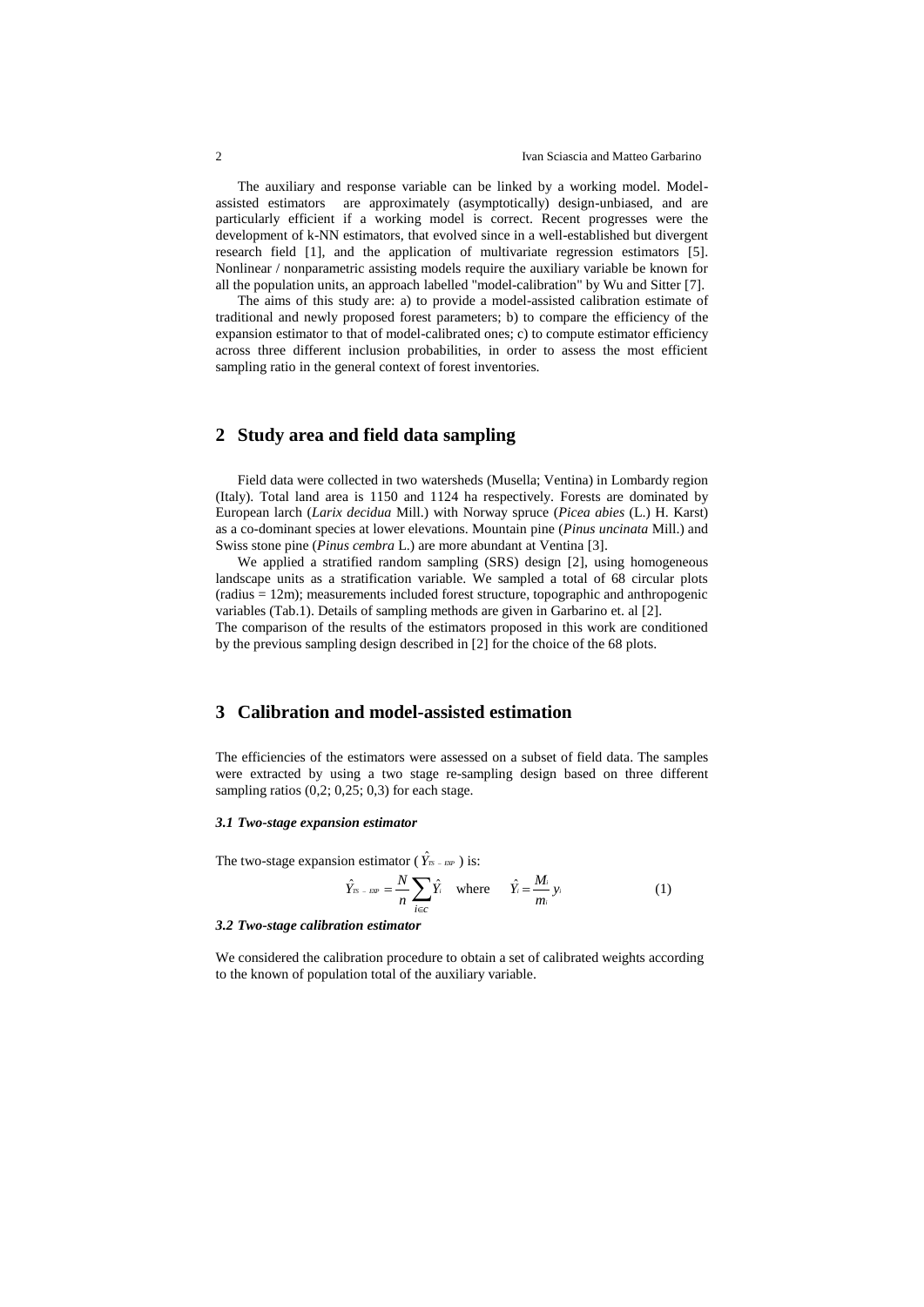The auxiliary and response variable can be linked by a working model. Model-assisted estimators are approximately (asymptotically) design-unbiased, and are particularly efficient if a working model is correct. Recent progresses were the development of k-NN estimators, that evolved since in a well-established but divergent research field [1], and the application of multivariate regression estimators [5]. Nonlinear / nonparametric assisting models require the auxiliary variable be known for all the population units, an approach labelled "model-calibration" by Wu and Sitter [7].

The aims of this study are: a) to provide a model-assisted calibration estimate of traditional and newly proposed forest parameters; b) to compare the efficiency of the expansion estimator to that of model-calibrated ones; c) to compute estimator efficiency across three different inclusion probabilities, in order to assess the most efficient sampling ratio in the general context of forest inventories.

## 2 Study area and field data sampling

Field data were collected in two watersheds (Musella; Ventina) in Lombardy region (Italy). Total land area is 1150 and 1124 ha respectively. Forests are dominated by European larch (*Larix decidua* Mill.) with Norway spruce (*Picea abies* (L.) H. Karst) as a co-dominant species at lower elevations. Mountain pine (*Pinus uncinata* Mill.) and Swiss stone pine (*Pinus cembra* L.) are more abundant at Ventina [3].

We applied a stratified random sampling (SRS) design [2], using homogeneous landscape units as a stratification variable. We sampled a total of 68 circular plots (radius = 12m); measurements included forest structure, topographic and anthropogenic variables (Tab.1). Details of sampling methods are given in Garbarino et. al [2].
The comparison of the results of the estimators proposed in this work are conditioned by the previous sampling design described in [2] for the choice of the 68 plots.

## 3 Calibration and model-assisted estimation

The efficiencies of the estimators were assessed on a subset of field data. The samples were extracted by using a two stage re-sampling design based on three different sampling ratios (0,2; 0,25; 0,3) for each stage.

### *3.1 Two-stage expansion estimator*

The two-stage expansion estimator ( $\hat{Y}_{TS-EXP}$ ) is:

$$\hat{Y}_{TS-EXP} = \frac{N}{n}\sum_{i \in C} \hat{Y}_i \quad \text{where} \quad \hat{Y}_i = \frac{M_i}{m_i} y_i \tag{1}$$

### *3.2 Two-stage calibration estimator*

We considered the calibration procedure to obtain a set of calibrated weights according to the known of population total of the auxiliary variable.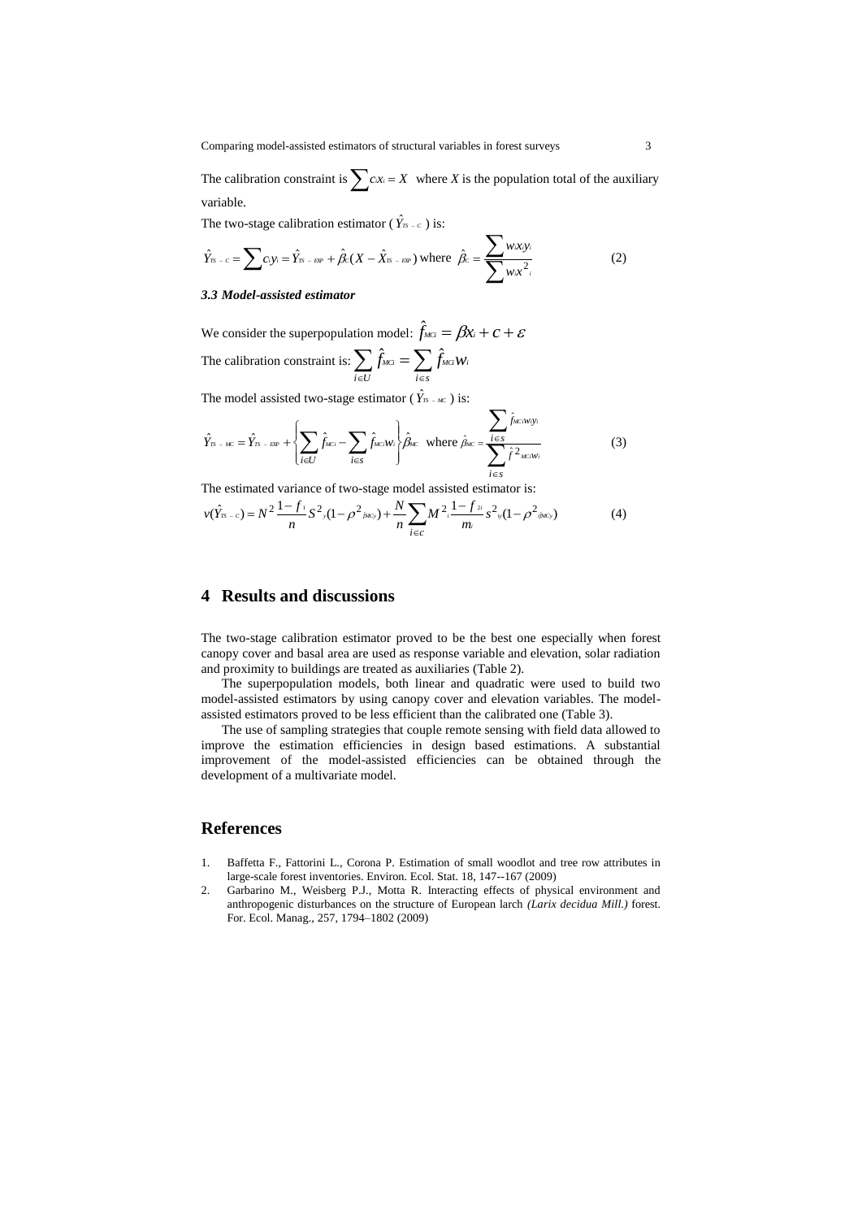The calibration constraint is $\sum c_i x_i = X$ where *X* is the population total of the auxiliary variable.

The two-stage calibration estimator ( $\hat{Y}_{TS-C}$ ) is:

$$\hat{Y}_{TS-C} = \sum c_i y_i = \hat{Y}_{TS-EXP} + \hat{\beta}_C (X - \hat{X}_{TS-EXP}) \text{ where } \hat{\beta}_C = \frac{\sum w_i x_i y_i}{\sum w_i x^2_i} \tag{2}$$

### *3.3 Model-assisted estimator*

We consider the superpopulation model: $\hat{f}_{MCi} = \beta x_i + c + \varepsilon$

The calibration constraint is: $\sum_{i \in U} \hat{f}_{MCi} = \sum_{i \in s} \hat{f}_{MCi} w_i$

The model assisted two-stage estimator ( $\hat{Y}_{TS-MC}$ ) is:

$$\hat{Y}_{TS-MC} = \hat{Y}_{TS-EXP} + \left\{ \sum_{i \in U} \hat{f}_{MCi} - \sum_{i \in s} \hat{f}_{MCi} w_i \right\} \hat{\beta}_{MC} \text{ where } \hat{\beta}_{MC} = \frac{\sum_{i \in s} \hat{f}_{MCi} w_i y_i}{\sum_{i \in s} \hat{f}^2_{MCi} w_i} \tag{3}$$

The estimated variance of two-stage model assisted estimator is:

$$v(\hat{Y}_{TS-C}) = N^2 \frac{1 - f_1}{n} S^2_y (1 - \rho^2_{fMCy}) + \frac{N}{n} \sum_{i \in c} M^2_i \frac{1 - f_{2i}}{m_i} s^2_{iy} (1 - \rho^2_{ifMCy}) \tag{4}$$

## 4 Results and discussions

The two-stage calibration estimator proved to be the best one especially when forest canopy cover and basal area are used as response variable and elevation, solar radiation and proximity to buildings are treated as auxiliaries (Table 2).

The superpopulation models, both linear and quadratic were used to build two model-assisted estimators by using canopy cover and elevation variables. The model-assisted estimators proved to be less efficient than the calibrated one (Table 3).

The use of sampling strategies that couple remote sensing with field data allowed to improve the estimation efficiencies in design based estimations. A substantial improvement of the model-assisted efficiencies can be obtained through the development of a multivariate model.

## References

1. Baffetta F., Fattorini L., Corona P. Estimation of small woodlot and tree row attributes in large-scale forest inventories. Environ. Ecol. Stat. 18, 147--167 (2009)
2. Garbarino M., Weisberg P.J., Motta R. Interacting effects of physical environment and anthropogenic disturbances on the structure of European larch *(Larix decidua Mill.)* forest. For. Ecol. Manag., 257, 1794–1802 (2009)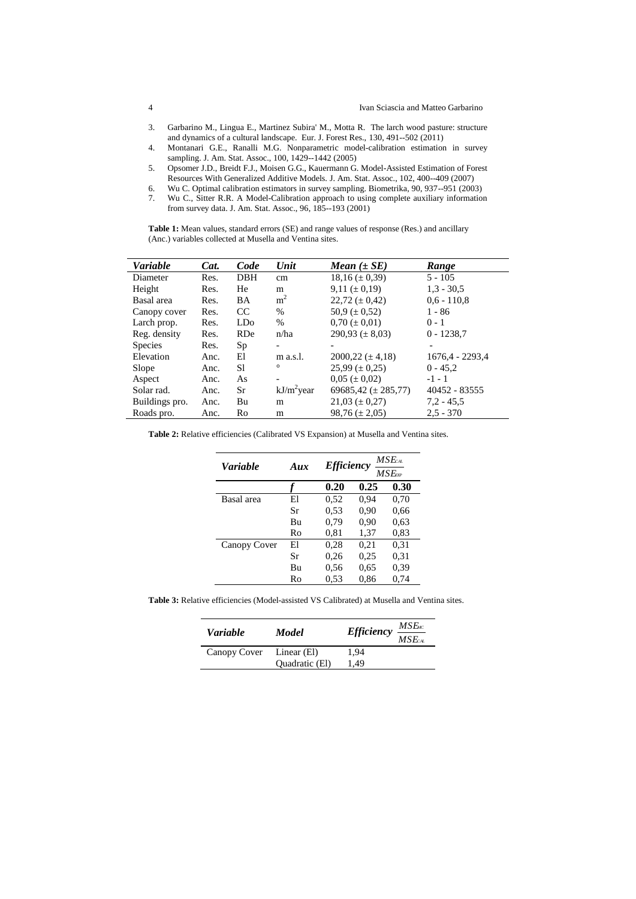3. Garbarino M., Lingua E., Martinez Subira' M., Motta R. The larch wood pasture: structure and dynamics of a cultural landscape. Eur. J. Forest Res., 130, 491--502 (2011)
4. Montanari G.E., Ranalli M.G. Nonparametric model-calibration estimation in survey sampling. J. Am. Stat. Assoc., 100, 1429--1442 (2005)
5. Opsomer J.D., Breidt F.J., Moisen G.G., Kauermann G. Model-Assisted Estimation of Forest Resources With Generalized Additive Models. J. Am. Stat. Assoc., 102, 400--409 (2007)
6. Wu C. Optimal calibration estimators in survey sampling. Biometrika, 90, 937--951 (2003)
7. Wu C., Sitter R.R. A Model-Calibration approach to using complete auxiliary information from survey data. J. Am. Stat. Assoc., 96, 185--193 (2001)

**Table 1:** Mean values, standard errors (SE) and range values of response (Res.) and ancillary (Anc.) variables collected at Musella and Ventina sites.

| *Variable* | *Cat.* | *Code* | *Unit* | *Mean (± SE)* | *Range* |
|---|---|---|---|---|---|
| Diameter | Res. | DBH | cm | 18,16 (± 0,39) | 5 - 105 |
| Height | Res. | He | m | 9,11 (± 0,19) | 1,3 - 30,5 |
| Basal area | Res. | BA | $m^2$ | 22,72 (± 0,42) | 0,6 - 110,8 |
| Canopy cover | Res. | CC | % | 50,9 (± 0,52) | 1 - 86 |
| Larch prop. | Res. | LDo | % | 0,70 (± 0,01) | 0 - 1 |
| Reg. density | Res. | RDe | n/ha | 290,93 (± 8,03) | 0 - 1238,7 |
| Species | Res. | Sp | - | - | - |
| Elevation | Anc. | El | m a.s.l. | 2000,22 (± 4,18) | 1676,4 - 2293,4 |
| Slope | Anc. | Sl | ° | 25,99 (± 0,25) | 0 - 45,2 |
| Aspect | Anc. | As | - | 0,05 (± 0,02) | -1 - 1 |
| Solar rad. | Anc. | Sr | $kJ/m^2$year | 69685,42 (± 285,77) | 40452 - 83555 |
| Buildings pro. | Anc. | Bu | m | 21,03 (± 0,27) | 7,2 - 45,5 |
| Roads pro. | Anc. | Ro | m | 98,76 (± 2,05) | 2,5 - 370 |

**Table 2:** Relative efficiencies (Calibrated VS Expansion) at Musella and Ventina sites.

| *Variable* | *Aux* | *Efficiency* $\frac{MSE_{CAL}}{MSE_{EXP}}$ | | |
|---|---|---|---|---|
| | ***f*** | **0.20** | **0.25** | **0.30** |
| Basal area | El | 0,52 | 0,94 | 0,70 |
| | Sr | 0,53 | 0,90 | 0,66 |
| | Bu | 0,79 | 0,90 | 0,63 |
| | Ro | 0,81 | 1,37 | 0,83 |
| Canopy Cover | El | 0,28 | 0,21 | 0,31 |
| | Sr | 0,26 | 0,25 | 0,31 |
| | Bu | 0,56 | 0,65 | 0,39 |
| | Ro | 0,53 | 0,86 | 0,74 |

**Table 3:** Relative efficiencies (Model-assisted VS Calibrated) at Musella and Ventina sites.

| *Variable* | *Model* | *Efficiency* $\frac{MSE_{MC}}{MSE_{CAL}}$ |
|---|---|---|
| Canopy Cover | Linear (El) | 1,94 |
| | Quadratic (El) | 1,49 |